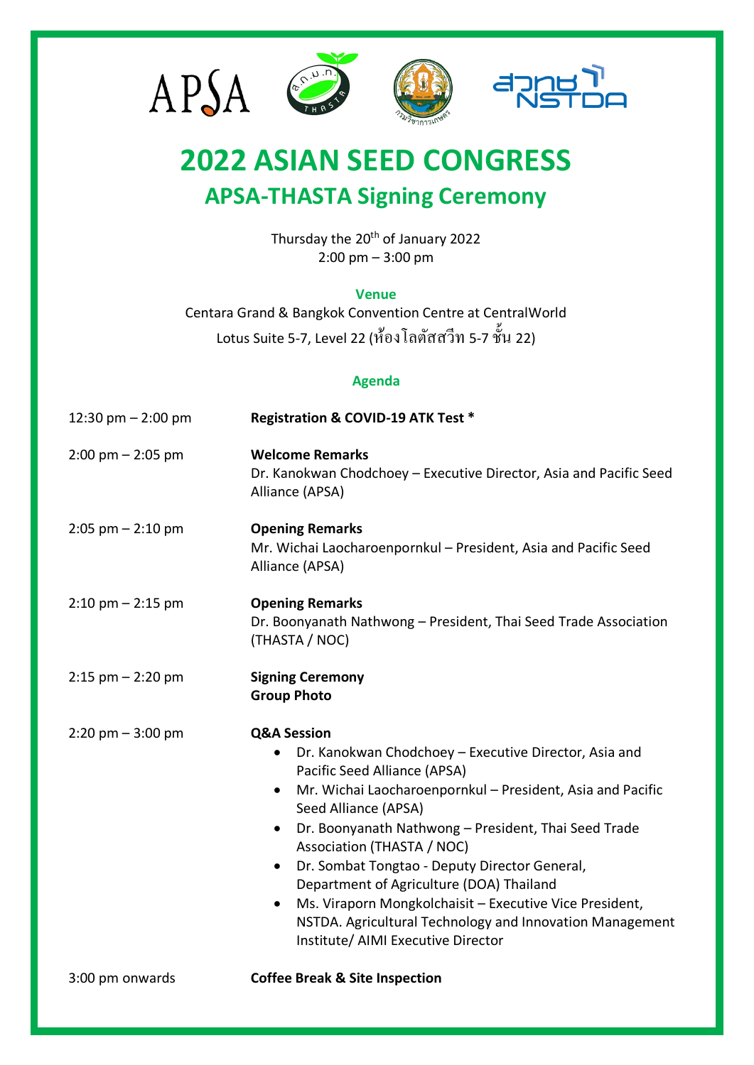# 2022 ASIAN SEED CONGRESS

## APSA-THASTA Signing Ceremony

Thursday the 20th of January 2022
2:00 pm – 3:00 pm

**Venue**

Centara Grand & Bangkok Convention Centre at CentralWorld
Lotus Suite 5-7, Level 22 (ห้องโลตัสสวีท 5-7 ชั้น 22)

**Agenda**

12:30 pm – 2:00 pm — **Registration & COVID-19 ATK Test ***

2:00 pm – 2:05 pm — **Welcome Remarks**
Dr. Kanokwan Chodchoey – Executive Director, Asia and Pacific Seed Alliance (APSA)

2:05 pm – 2:10 pm — **Opening Remarks**
Mr. Wichai Laocharoenpornkul – President, Asia and Pacific Seed Alliance (APSA)

2:10 pm – 2:15 pm — **Opening Remarks**
Dr. Boonyanath Nathwong – President, Thai Seed Trade Association (THASTA / NOC)

2:15 pm – 2:20 pm — **Signing Ceremony**
**Group Photo**

2:20 pm – 3:00 pm — **Q&A Session**

- Dr. Kanokwan Chodchoey – Executive Director, Asia and Pacific Seed Alliance (APSA)
- Mr. Wichai Laocharoenpornkul – President, Asia and Pacific Seed Alliance (APSA)
- Dr. Boonyanath Nathwong – President, Thai Seed Trade Association (THASTA / NOC)
- Dr. Sombat Tongtao - Deputy Director General, Department of Agriculture (DOA) Thailand
- Ms. Viraporn Mongkolchaisit – Executive Vice President, NSTDA. Agricultural Technology and Innovation Management Institute/ AIMI Executive Director

3:00 pm onwards — **Coffee Break & Site Inspection**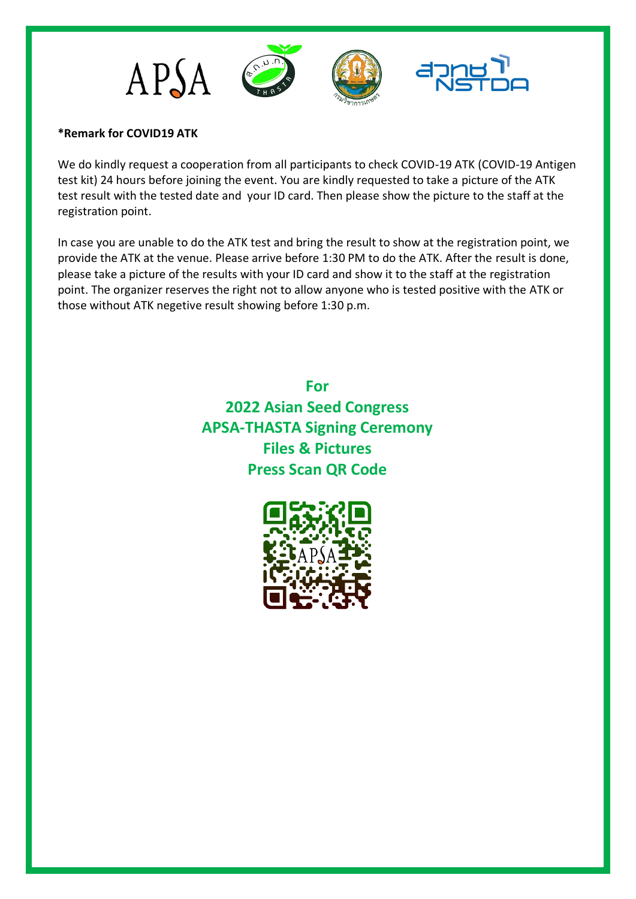**\*Remark for COVID19 ATK**

We do kindly request a cooperation from all participants to check COVID-19 ATK (COVID-19 Antigen test kit) 24 hours before joining the event. You are kindly requested to take a picture of the ATK test result with the tested date and your ID card. Then please show the picture to the staff at the registration point.

In case you are unable to do the ATK test and bring the result to show at the registration point, we provide the ATK at the venue. Please arrive before 1:30 PM to do the ATK. After the result is done, please take a picture of the results with your ID card and show it to the staff at the registration point. The organizer reserves the right not to allow anyone who is tested positive with the ATK or those without ATK negetive result showing before 1:30 p.m.

**For**
**2022 Asian Seed Congress**
**APSA-THASTA Signing Ceremony**
**Files & Pictures**
**Press Scan QR Code**